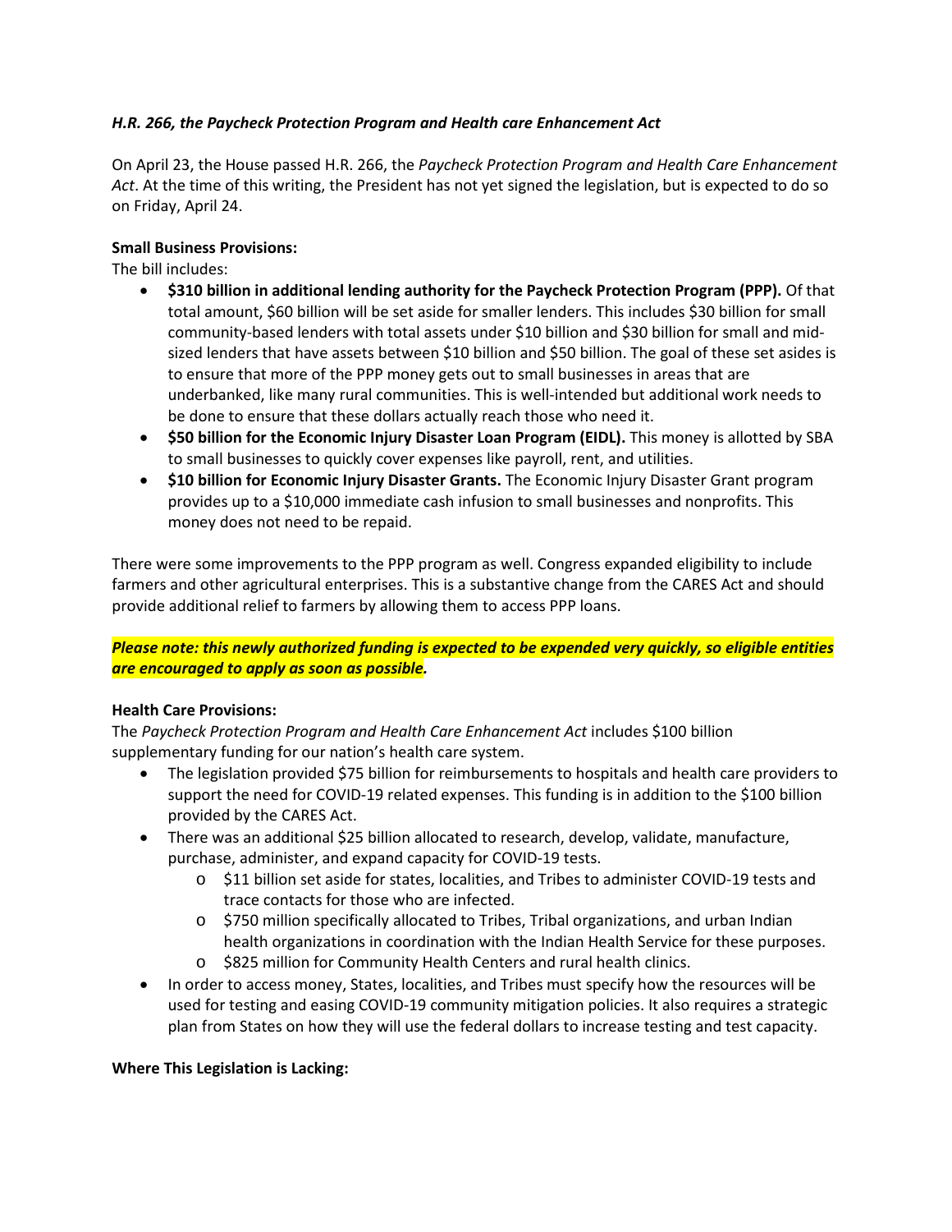***H.R. 266, the Paycheck Protection Program and Health care Enhancement Act***

On April 23, the House passed H.R. 266, the *Paycheck Protection Program and Health Care Enhancement Act*. At the time of this writing, the President has not yet signed the legislation, but is expected to do so on Friday, April 24.

**Small Business Provisions:**
The bill includes:

- **$310 billion in additional lending authority for the Paycheck Protection Program (PPP).** Of that total amount, $60 billion will be set aside for smaller lenders. This includes $30 billion for small community-based lenders with total assets under $10 billion and $30 billion for small and mid-sized lenders that have assets between $10 billion and $50 billion. The goal of these set asides is to ensure that more of the PPP money gets out to small businesses in areas that are underbanked, like many rural communities. This is well-intended but additional work needs to be done to ensure that these dollars actually reach those who need it.
- **$50 billion for the Economic Injury Disaster Loan Program (EIDL).** This money is allotted by SBA to small businesses to quickly cover expenses like payroll, rent, and utilities.
- **$10 billion for Economic Injury Disaster Grants.** The Economic Injury Disaster Grant program provides up to a $10,000 immediate cash infusion to small businesses and nonprofits. This money does not need to be repaid.

There were some improvements to the PPP program as well. Congress expanded eligibility to include farmers and other agricultural enterprises. This is a substantive change from the CARES Act and should provide additional relief to farmers by allowing them to access PPP loans.

***Please note: this newly authorized funding is expected to be expended very quickly, so eligible entities are encouraged to apply as soon as possible.***

**Health Care Provisions:**
The *Paycheck Protection Program and Health Care Enhancement Act* includes $100 billion supplementary funding for our nation's health care system.

- The legislation provided $75 billion for reimbursements to hospitals and health care providers to support the need for COVID-19 related expenses. This funding is in addition to the $100 billion provided by the CARES Act.
- There was an additional $25 billion allocated to research, develop, validate, manufacture, purchase, administer, and expand capacity for COVID-19 tests.
  - $11 billion set aside for states, localities, and Tribes to administer COVID-19 tests and trace contacts for those who are infected.
  - $750 million specifically allocated to Tribes, Tribal organizations, and urban Indian health organizations in coordination with the Indian Health Service for these purposes.
  - $825 million for Community Health Centers and rural health clinics.
- In order to access money, States, localities, and Tribes must specify how the resources will be used for testing and easing COVID-19 community mitigation policies. It also requires a strategic plan from States on how they will use the federal dollars to increase testing and test capacity.

**Where This Legislation is Lacking:**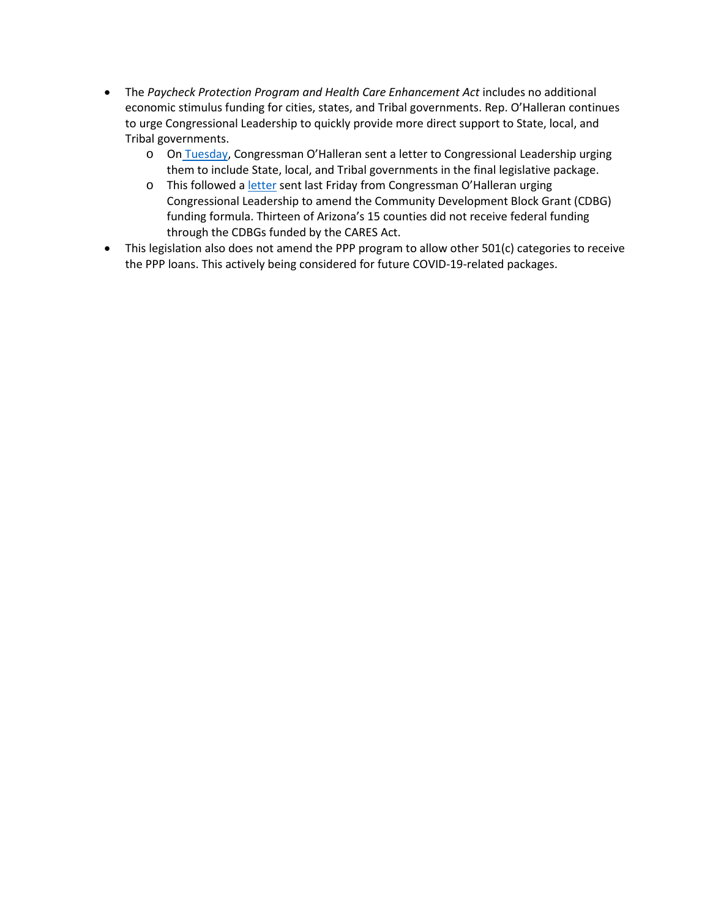- The *Paycheck Protection Program and Health Care Enhancement Act* includes no additional economic stimulus funding for cities, states, and Tribal governments. Rep. O'Halleran continues to urge Congressional Leadership to quickly provide more direct support to State, local, and Tribal governments.
    - On Tuesday, Congressman O'Halleran sent a letter to Congressional Leadership urging them to include State, local, and Tribal governments in the final legislative package.
    - This followed a letter sent last Friday from Congressman O'Halleran urging Congressional Leadership to amend the Community Development Block Grant (CDBG) funding formula. Thirteen of Arizona's 15 counties did not receive federal funding through the CDBGs funded by the CARES Act.
- This legislation also does not amend the PPP program to allow other 501(c) categories to receive the PPP loans. This actively being considered for future COVID-19-related packages.